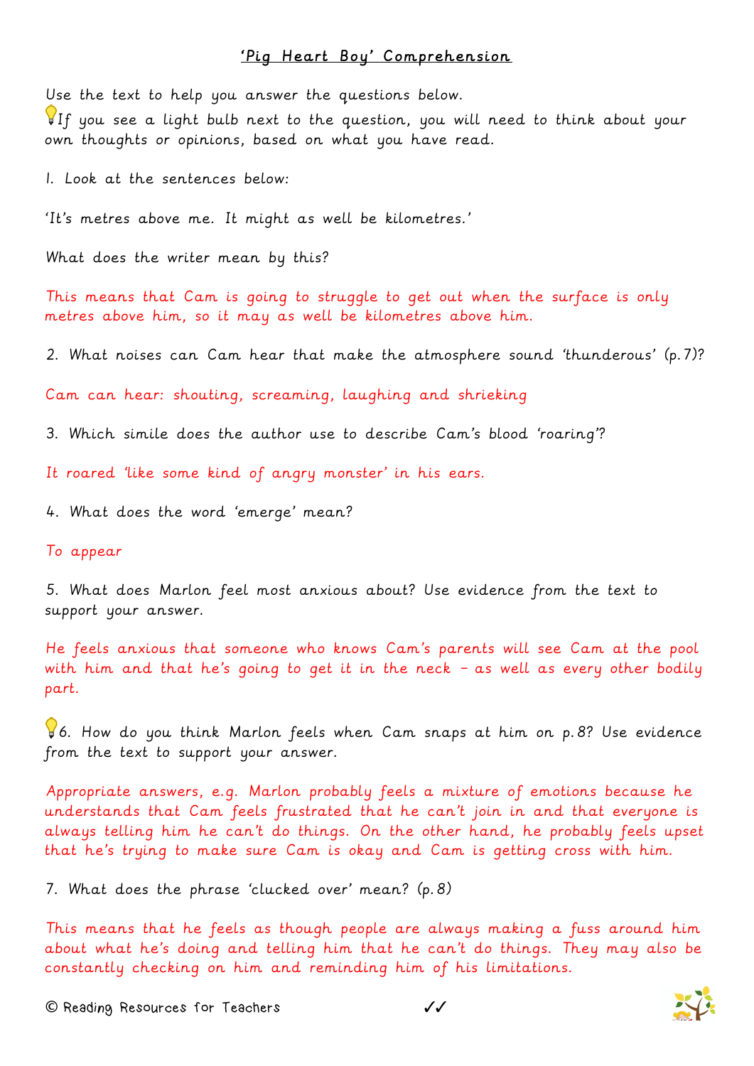# 'Pig Heart Boy' Comprehension

Use the text to help you answer the questions below.

💡If you see a light bulb next to the question, you will need to think about your own thoughts or opinions, based on what you have read.

1. Look at the sentences below:

'It's metres above me. It might as well be kilometres.'

What does the writer mean by this?

This means that Cam is going to struggle to get out when the surface is only metres above him, so it may as well be kilometres above him.

2. What noises can Cam hear that make the atmosphere sound 'thunderous' (p.7)?

Cam can hear: shouting, screaming, laughing and shrieking

3. Which simile does the author use to describe Cam's blood 'roaring'?

It roared 'like some kind of angry monster' in his ears.

4. What does the word 'emerge' mean?

To appear

5. What does Marlon feel most anxious about? Use evidence from the text to support your answer.

He feels anxious that someone who knows Cam's parents will see Cam at the pool with him and that he's going to get it in the neck – as well as every other bodily part.

💡6. How do you think Marlon feels when Cam snaps at him on p.8? Use evidence from the text to support your answer.

Appropriate answers, e.g. Marlon probably feels a mixture of emotions because he understands that Cam feels frustrated that he can't join in and that everyone is always telling him he can't do things. On the other hand, he probably feels upset that he's trying to make sure Cam is okay and Cam is getting cross with him.

7. What does the phrase 'clucked over' mean? (p.8)

This means that he feels as though people are always making a fuss around him about what he's doing and telling him that he can't do things. They may also be constantly checking on him and reminding him of his limitations.

© Reading Resources for Teachers ✓✓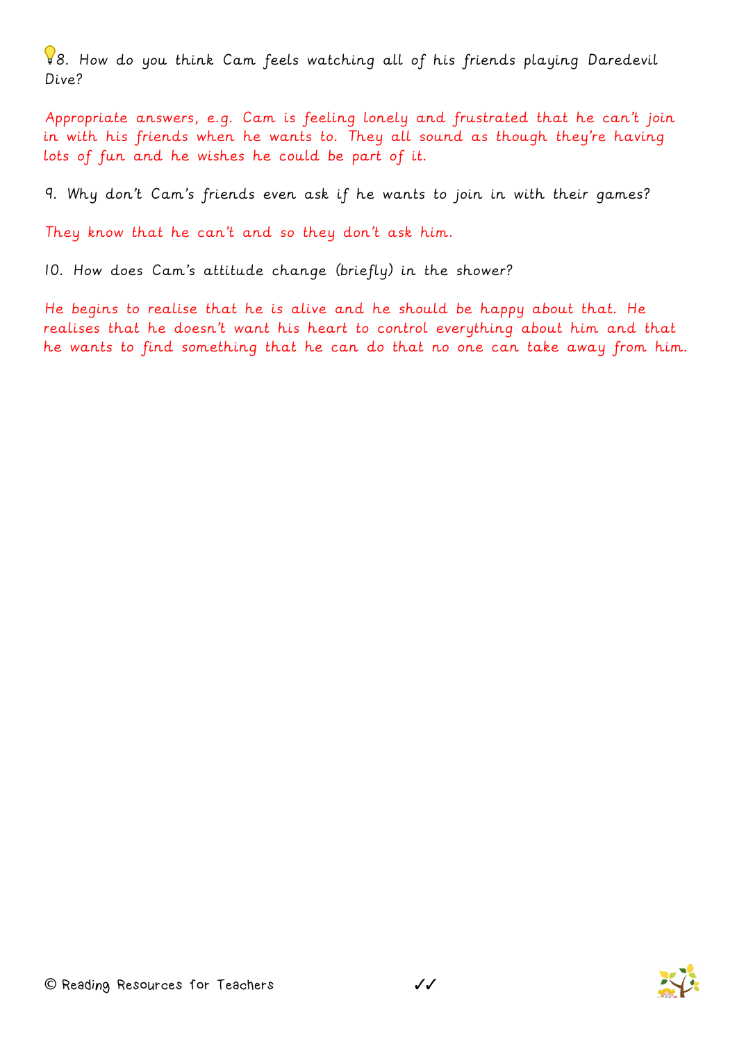8. How do you think Cam feels watching all of his friends playing Daredevil Dive?

Appropriate answers, e.g. Cam is feeling lonely and frustrated that he can't join in with his friends when he wants to. They all sound as though they're having lots of fun and he wishes he could be part of it.

9. Why don't Cam's friends even ask if he wants to join in with their games?

They know that he can't and so they don't ask him.

10. How does Cam's attitude change (briefly) in the shower?

He begins to realise that he is alive and he should be happy about that. He realises that he doesn't want his heart to control everything about him and that he wants to find something that he can do that no one can take away from him.